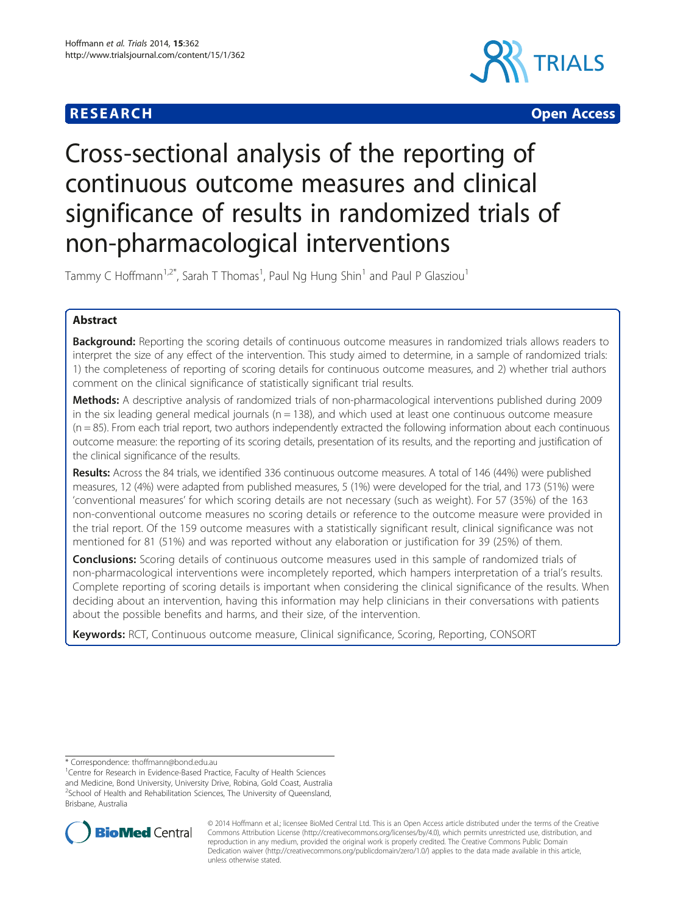**RESEARCH** **Open Access**

# Cross-sectional analysis of the reporting of continuous outcome measures and clinical significance of results in randomized trials of non-pharmacological interventions

Tammy C Hoffmann[1,2*], Sarah T Thomas[1], Paul Ng Hung Shin[1] and Paul P Glasziou[1]

## Abstract

**Background:** Reporting the scoring details of continuous outcome measures in randomized trials allows readers to interpret the size of any effect of the intervention. This study aimed to determine, in a sample of randomized trials: 1) the completeness of reporting of scoring details for continuous outcome measures, and 2) whether trial authors comment on the clinical significance of statistically significant trial results.

**Methods:** A descriptive analysis of randomized trials of non-pharmacological interventions published during 2009 in the six leading general medical journals (n = 138), and which used at least one continuous outcome measure (n = 85). From each trial report, two authors independently extracted the following information about each continuous outcome measure: the reporting of its scoring details, presentation of its results, and the reporting and justification of the clinical significance of the results.

**Results:** Across the 84 trials, we identified 336 continuous outcome measures. A total of 146 (44%) were published measures, 12 (4%) were adapted from published measures, 5 (1%) were developed for the trial, and 173 (51%) were 'conventional measures' for which scoring details are not necessary (such as weight). For 57 (35%) of the 163 non-conventional outcome measures no scoring details or reference to the outcome measure were provided in the trial report. Of the 159 outcome measures with a statistically significant result, clinical significance was not mentioned for 81 (51%) and was reported without any elaboration or justification for 39 (25%) of them.

**Conclusions:** Scoring details of continuous outcome measures used in this sample of randomized trials of non-pharmacological interventions were incompletely reported, which hampers interpretation of a trial's results. Complete reporting of scoring details is important when considering the clinical significance of the results. When deciding about an intervention, having this information may help clinicians in their conversations with patients about the possible benefits and harms, and their size, of the intervention.

**Keywords:** RCT, Continuous outcome measure, Clinical significance, Scoring, Reporting, CONSORT

---

\* Correspondence: thoffmann@bond.edu.au

[1]Centre for Research in Evidence-Based Practice, Faculty of Health Sciences and Medicine, Bond University, University Drive, Robina, Gold Coast, Australia

[2]School of Health and Rehabilitation Sciences, The University of Queensland, Brisbane, Australia

© 2014 Hoffmann et al.; licensee BioMed Central Ltd. This is an Open Access article distributed under the terms of the Creative Commons Attribution License (http://creativecommons.org/licenses/by/4.0), which permits unrestricted use, distribution, and reproduction in any medium, provided the original work is properly credited. The Creative Commons Public Domain Dedication waiver (http://creativecommons.org/publicdomain/zero/1.0/) applies to the data made available in this article, unless otherwise stated.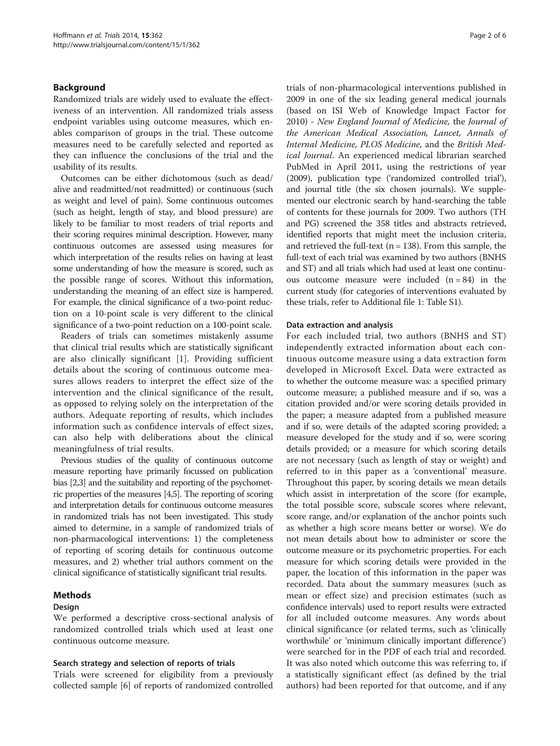## Background

Randomized trials are widely used to evaluate the effectiveness of an intervention. All randomized trials assess endpoint variables using outcome measures, which enables comparison of groups in the trial. These outcome measures need to be carefully selected and reported as they can influence the conclusions of the trial and the usability of its results.

Outcomes can be either dichotomous (such as dead/alive and readmitted/not readmitted) or continuous (such as weight and level of pain). Some continuous outcomes (such as height, length of stay, and blood pressure) are likely to be familiar to most readers of trial reports and their scoring requires minimal description. However, many continuous outcomes are assessed using measures for which interpretation of the results relies on having at least some understanding of how the measure is scored, such as the possible range of scores. Without this information, understanding the meaning of an effect size is hampered. For example, the clinical significance of a two-point reduction on a 10-point scale is very different to the clinical significance of a two-point reduction on a 100-point scale.

Readers of trials can sometimes mistakenly assume that clinical trial results which are statistically significant are also clinically significant [1]. Providing sufficient details about the scoring of continuous outcome measures allows readers to interpret the effect size of the intervention and the clinical significance of the result, as opposed to relying solely on the interpretation of the authors. Adequate reporting of results, which includes information such as confidence intervals of effect sizes, can also help with deliberations about the clinical meaningfulness of trial results.

Previous studies of the quality of continuous outcome measure reporting have primarily focussed on publication bias [2,3] and the suitability and reporting of the psychometric properties of the measures [4,5]. The reporting of scoring and interpretation details for continuous outcome measures in randomized trials has not been investigated. This study aimed to determine, in a sample of randomized trials of non-pharmacological interventions: 1) the completeness of reporting of scoring details for continuous outcome measures, and 2) whether trial authors comment on the clinical significance of statistically significant trial results.

## Methods

### Design

We performed a descriptive cross-sectional analysis of randomized controlled trials which used at least one continuous outcome measure.

### Search strategy and selection of reports of trials

Trials were screened for eligibility from a previously collected sample [6] of reports of randomized controlled trials of non-pharmacological interventions published in 2009 in one of the six leading general medical journals (based on ISI Web of Knowledge Impact Factor for 2010) - *New England Journal of Medicine,* the *Journal of the American Medical Association, Lancet, Annals of Internal Medicine, PLOS Medicine,* and the *British Medical Journal*. An experienced medical librarian searched PubMed in April 2011, using the restrictions of year (2009), publication type ('randomized controlled trial'), and journal title (the six chosen journals). We supplemented our electronic search by hand-searching the table of contents for these journals for 2009. Two authors (TH and PG) screened the 358 titles and abstracts retrieved, identified reports that might meet the inclusion criteria, and retrieved the full-text (n = 138). From this sample, the full-text of each trial was examined by two authors (BNHS and ST) and all trials which had used at least one continuous outcome measure were included (n = 84) in the current study (for categories of interventions evaluated by these trials, refer to Additional file 1: Table S1).

### Data extraction and analysis

For each included trial, two authors (BNHS and ST) independently extracted information about each continuous outcome measure using a data extraction form developed in Microsoft Excel. Data were extracted as to whether the outcome measure was: a specified primary outcome measure; a published measure and if so, was a citation provided and/or were scoring details provided in the paper; a measure adapted from a published measure and if so, were details of the adapted scoring provided; a measure developed for the study and if so, were scoring details provided; or a measure for which scoring details are not necessary (such as length of stay or weight) and referred to in this paper as a 'conventional' measure. Throughout this paper, by scoring details we mean details which assist in interpretation of the score (for example, the total possible score, subscale scores where relevant, score range, and/or explanation of the anchor points such as whether a high score means better or worse). We do not mean details about how to administer or score the outcome measure or its psychometric properties. For each measure for which scoring details were provided in the paper, the location of this information in the paper was recorded. Data about the summary measures (such as mean or effect size) and precision estimates (such as confidence intervals) used to report results were extracted for all included outcome measures. Any words about clinical significance (or related terms, such as 'clinically worthwhile' or 'minimum clinically important difference') were searched for in the PDF of each trial and recorded. It was also noted which outcome this was referring to, if a statistically significant effect (as defined by the trial authors) had been reported for that outcome, and if any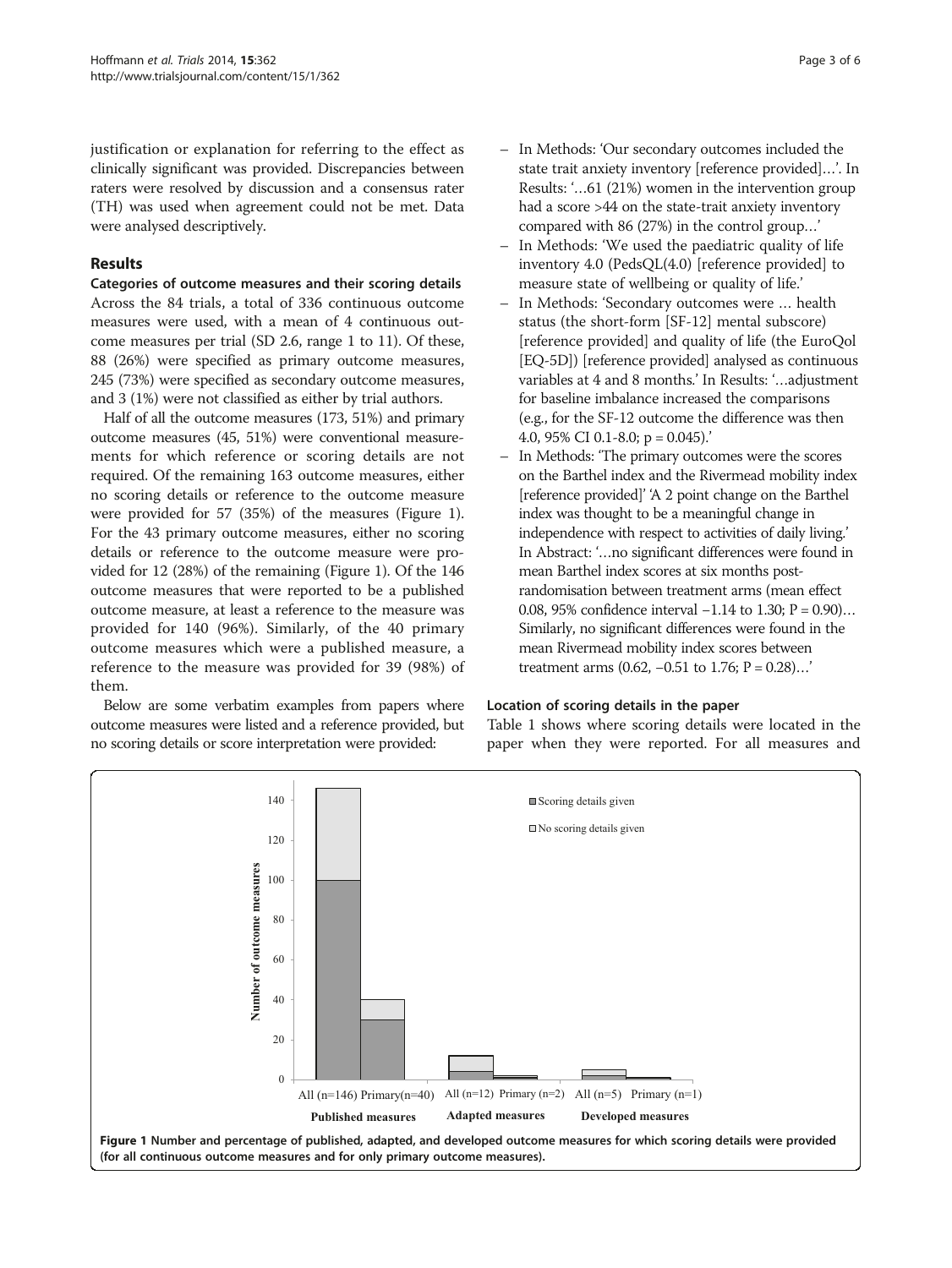justification or explanation for referring to the effect as clinically significant was provided. Discrepancies between raters were resolved by discussion and a consensus rater (TH) was used when agreement could not be met. Data were analysed descriptively.

## Results

### Categories of outcome measures and their scoring details

Across the 84 trials, a total of 336 continuous outcome measures were used, with a mean of 4 continuous outcome measures per trial (SD 2.6, range 1 to 11). Of these, 88 (26%) were specified as primary outcome measures, 245 (73%) were specified as secondary outcome measures, and 3 (1%) were not classified as either by trial authors.

Half of all the outcome measures (173, 51%) and primary outcome measures (45, 51%) were conventional measurements for which reference or scoring details are not required. Of the remaining 163 outcome measures, either no scoring details or reference to the outcome measure were provided for 57 (35%) of the measures (Figure 1). For the 43 primary outcome measures, either no scoring details or reference to the outcome measure were provided for 12 (28%) of the remaining (Figure 1). Of the 146 outcome measures that were reported to be a published outcome measure, at least a reference to the measure was provided for 140 (96%). Similarly, of the 40 primary outcome measures which were a published measure, a reference to the measure was provided for 39 (98%) of them.

Below are some verbatim examples from papers where outcome measures were listed and a reference provided, but no scoring details or score interpretation were provided:

- In Methods: 'Our secondary outcomes included the state trait anxiety inventory [reference provided]…'. In Results: '…61 (21%) women in the intervention group had a score >44 on the state-trait anxiety inventory compared with 86 (27%) in the control group…'
- In Methods: 'We used the paediatric quality of life inventory 4.0 (PedsQL(4.0) [reference provided] to measure state of wellbeing or quality of life.'
- In Methods: 'Secondary outcomes were … health status (the short-form [SF-12] mental subscore) [reference provided] and quality of life (the EuroQol [EQ-5D]) [reference provided] analysed as continuous variables at 4 and 8 months.' In Results: '…adjustment for baseline imbalance increased the comparisons (e.g., for the SF-12 outcome the difference was then 4.0, 95% CI 0.1-8.0; p = 0.045).'
- In Methods: 'The primary outcomes were the scores on the Barthel index and the Rivermead mobility index [reference provided]' 'A 2 point change on the Barthel index was thought to be a meaningful change in independence with respect to activities of daily living.' In Abstract: '…no significant differences were found in mean Barthel index scores at six months post-randomisation between treatment arms (mean effect 0.08, 95% confidence interval −1.14 to 1.30; P = 0.90)… Similarly, no significant differences were found in the mean Rivermead mobility index scores between treatment arms (0.62, −0.51 to 1.76; P = 0.28)…'

### Location of scoring details in the paper

Table 1 shows where scoring details were located in the paper when they were reported. For all measures and

**Figure 1 Number and percentage of published, adapted, and developed outcome measures for which scoring details were provided (for all continuous outcome measures and for only primary outcome measures).**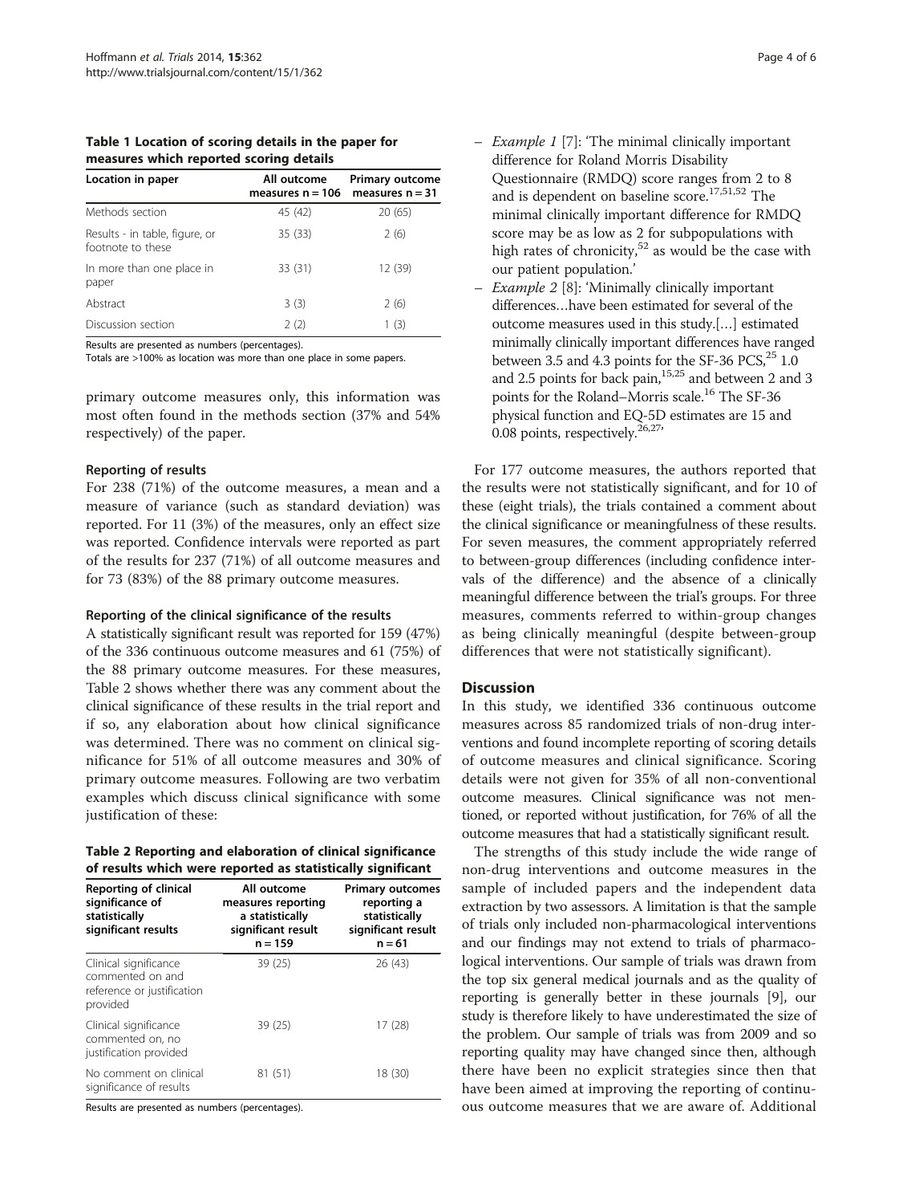**Table 1 Location of scoring details in the paper for measures which reported scoring details**

| Location in paper | All outcome measures n = 106 | Primary outcome measures n = 31 |
|---|---|---|
| Methods section | 45 (42) | 20 (65) |
| Results - in table, figure, or footnote to these | 35 (33) | 2 (6) |
| In more than one place in paper | 33 (31) | 12 (39) |
| Abstract | 3 (3) | 2 (6) |
| Discussion section | 2 (2) | 1 (3) |

Results are presented as numbers (percentages).
Totals are >100% as location was more than one place in some papers.

primary outcome measures only, this information was most often found in the methods section (37% and 54% respectively) of the paper.

### Reporting of results

For 238 (71%) of the outcome measures, a mean and a measure of variance (such as standard deviation) was reported. For 11 (3%) of the measures, only an effect size was reported. Confidence intervals were reported as part of the results for 237 (71%) of all outcome measures and for 73 (83%) of the 88 primary outcome measures.

### Reporting of the clinical significance of the results

A statistically significant result was reported for 159 (47%) of the 336 continuous outcome measures and 61 (75%) of the 88 primary outcome measures. For these measures, Table 2 shows whether there was any comment about the clinical significance of these results in the trial report and if so, any elaboration about how clinical significance was determined. There was no comment on clinical significance for 51% of all outcome measures and 30% of primary outcome measures. Following are two verbatim examples which discuss clinical significance with some justification of these:

**Table 2 Reporting and elaboration of clinical significance of results which were reported as statistically significant**

| Reporting of clinical significance of statistically significant results | All outcome measures reporting a statistically significant result n = 159 | Primary outcomes reporting a statistically significant result n = 61 |
|---|---|---|
| Clinical significance commented on and reference or justification provided | 39 (25) | 26 (43) |
| Clinical significance commented on, no justification provided | 39 (25) | 17 (28) |
| No comment on clinical significance of results | 81 (51) | 18 (30) |

Results are presented as numbers (percentages).

- *Example 1* [7]: 'The minimal clinically important difference for Roland Morris Disability Questionnaire (RMDQ) score ranges from 2 to 8 and is dependent on baseline score.[17,51,52] The minimal clinically important difference for RMDQ score may be as low as 2 for subpopulations with high rates of chronicity,[52] as would be the case with our patient population.'
- *Example 2* [8]: 'Minimally clinically important differences…have been estimated for several of the outcome measures used in this study.[…] estimated minimally clinically important differences have ranged between 3.5 and 4.3 points for the SF-36 PCS,[25] 1.0 and 2.5 points for back pain,[15,25] and between 2 and 3 points for the Roland–Morris scale.[16] The SF-36 physical function and EQ-5D estimates are 15 and 0.08 points, respectively.[26,27]'

For 177 outcome measures, the authors reported that the results were not statistically significant, and for 10 of these (eight trials), the trials contained a comment about the clinical significance or meaningfulness of these results. For seven measures, the comment appropriately referred to between-group differences (including confidence intervals of the difference) and the absence of a clinically meaningful difference between the trial's groups. For three measures, comments referred to within-group changes as being clinically meaningful (despite between-group differences that were not statistically significant).

## Discussion

In this study, we identified 336 continuous outcome measures across 85 randomized trials of non-drug interventions and found incomplete reporting of scoring details of outcome measures and clinical significance. Scoring details were not given for 35% of all non-conventional outcome measures. Clinical significance was not mentioned, or reported without justification, for 76% of all the outcome measures that had a statistically significant result.

The strengths of this study include the wide range of non-drug interventions and outcome measures in the sample of included papers and the independent data extraction by two assessors. A limitation is that the sample of trials only included non-pharmacological interventions and our findings may not extend to trials of pharmacological interventions. Our sample of trials was drawn from the top six general medical journals and as the quality of reporting is generally better in these journals [9], our study is therefore likely to have underestimated the size of the problem. Our sample of trials was from 2009 and so reporting quality may have changed since then, although there have been no explicit strategies since then that have been aimed at improving the reporting of continuous outcome measures that we are aware of. Additional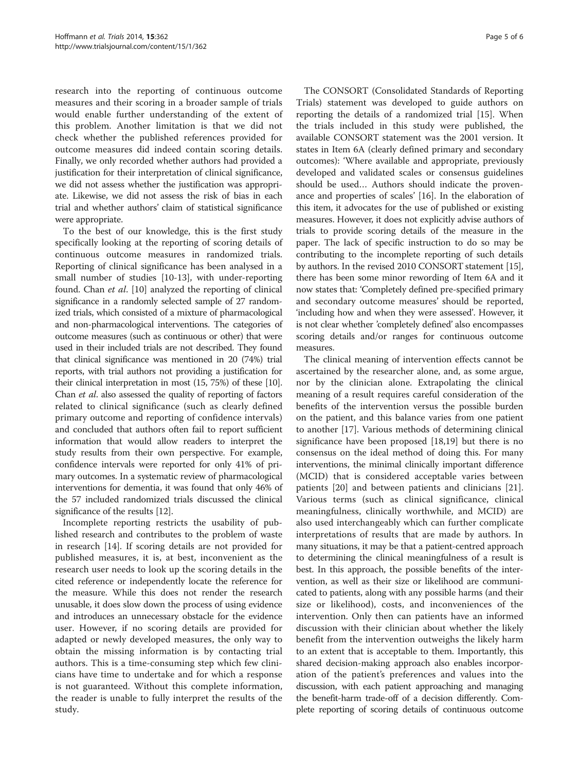research into the reporting of continuous outcome measures and their scoring in a broader sample of trials would enable further understanding of the extent of this problem. Another limitation is that we did not check whether the published references provided for outcome measures did indeed contain scoring details. Finally, we only recorded whether authors had provided a justification for their interpretation of clinical significance, we did not assess whether the justification was appropriate. Likewise, we did not assess the risk of bias in each trial and whether authors' claim of statistical significance were appropriate.

To the best of our knowledge, this is the first study specifically looking at the reporting of scoring details of continuous outcome measures in randomized trials. Reporting of clinical significance has been analysed in a small number of studies [10-13], with under-reporting found. Chan *et al*. [10] analyzed the reporting of clinical significance in a randomly selected sample of 27 randomized trials, which consisted of a mixture of pharmacological and non-pharmacological interventions. The categories of outcome measures (such as continuous or other) that were used in their included trials are not described. They found that clinical significance was mentioned in 20 (74%) trial reports, with trial authors not providing a justification for their clinical interpretation in most (15, 75%) of these [10]. Chan *et al*. also assessed the quality of reporting of factors related to clinical significance (such as clearly defined primary outcome and reporting of confidence intervals) and concluded that authors often fail to report sufficient information that would allow readers to interpret the study results from their own perspective. For example, confidence intervals were reported for only 41% of primary outcomes. In a systematic review of pharmacological interventions for dementia, it was found that only 46% of the 57 included randomized trials discussed the clinical significance of the results [12].

Incomplete reporting restricts the usability of published research and contributes to the problem of waste in research [14]. If scoring details are not provided for published measures, it is, at best, inconvenient as the research user needs to look up the scoring details in the cited reference or independently locate the reference for the measure. While this does not render the research unusable, it does slow down the process of using evidence and introduces an unnecessary obstacle for the evidence user. However, if no scoring details are provided for adapted or newly developed measures, the only way to obtain the missing information is by contacting trial authors. This is a time-consuming step which few clinicians have time to undertake and for which a response is not guaranteed. Without this complete information, the reader is unable to fully interpret the results of the study.

The CONSORT (Consolidated Standards of Reporting Trials) statement was developed to guide authors on reporting the details of a randomized trial [15]. When the trials included in this study were published, the available CONSORT statement was the 2001 version. It states in Item 6A (clearly defined primary and secondary outcomes): 'Where available and appropriate, previously developed and validated scales or consensus guidelines should be used… Authors should indicate the provenance and properties of scales' [16]. In the elaboration of this item, it advocates for the use of published or existing measures. However, it does not explicitly advise authors of trials to provide scoring details of the measure in the paper. The lack of specific instruction to do so may be contributing to the incomplete reporting of such details by authors. In the revised 2010 CONSORT statement [15], there has been some minor rewording of Item 6A and it now states that: 'Completely defined pre-specified primary and secondary outcome measures' should be reported, 'including how and when they were assessed'. However, it is not clear whether 'completely defined' also encompasses scoring details and/or ranges for continuous outcome measures.

The clinical meaning of intervention effects cannot be ascertained by the researcher alone, and, as some argue, nor by the clinician alone. Extrapolating the clinical meaning of a result requires careful consideration of the benefits of the intervention versus the possible burden on the patient, and this balance varies from one patient to another [17]. Various methods of determining clinical significance have been proposed [18,19] but there is no consensus on the ideal method of doing this. For many interventions, the minimal clinically important difference (MCID) that is considered acceptable varies between patients [20] and between patients and clinicians [21]. Various terms (such as clinical significance, clinical meaningfulness, clinically worthwhile, and MCID) are also used interchangeably which can further complicate interpretations of results that are made by authors. In many situations, it may be that a patient-centred approach to determining the clinical meaningfulness of a result is best. In this approach, the possible benefits of the intervention, as well as their size or likelihood are communicated to patients, along with any possible harms (and their size or likelihood), costs, and inconveniences of the intervention. Only then can patients have an informed discussion with their clinician about whether the likely benefit from the intervention outweighs the likely harm to an extent that is acceptable to them. Importantly, this shared decision-making approach also enables incorporation of the patient's preferences and values into the discussion, with each patient approaching and managing the benefit-harm trade-off of a decision differently. Complete reporting of scoring details of continuous outcome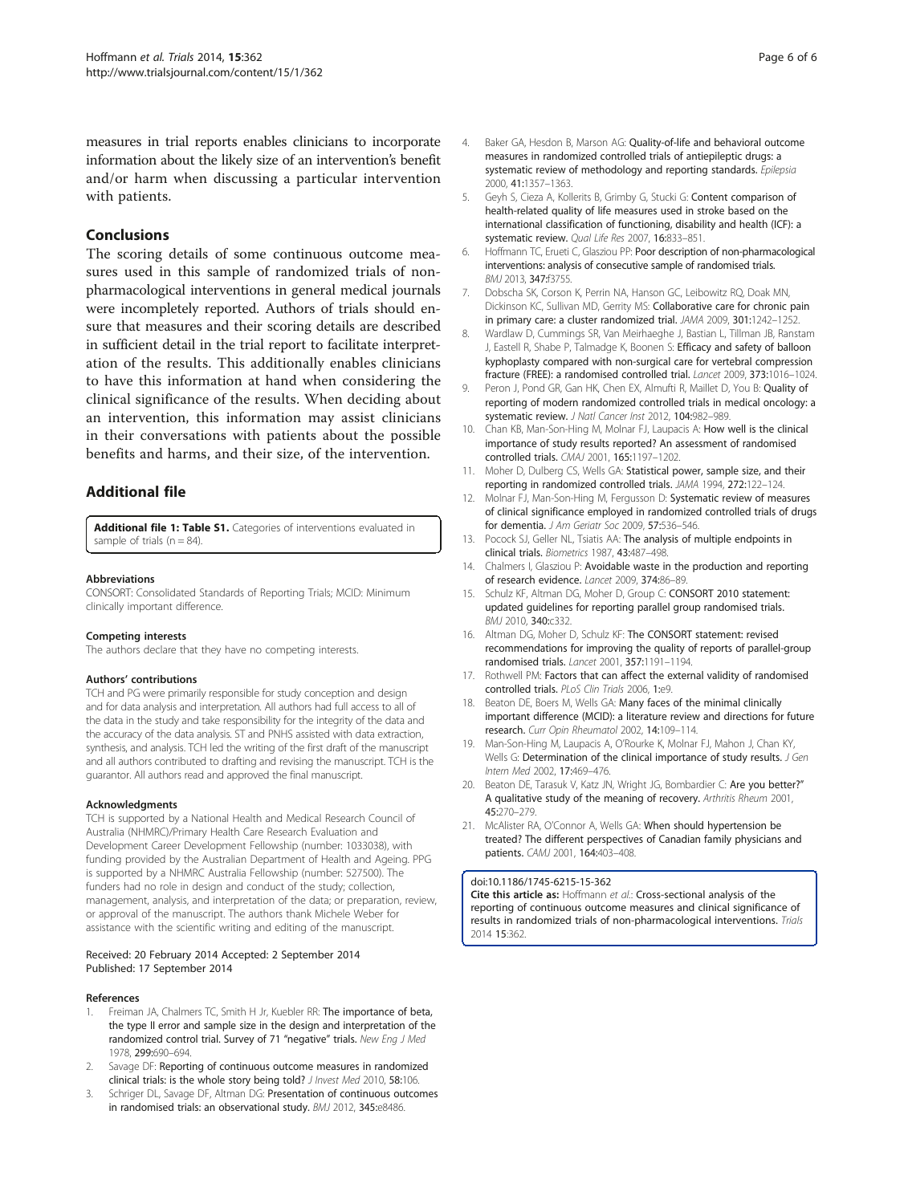measures in trial reports enables clinicians to incorporate information about the likely size of an intervention's benefit and/or harm when discussing a particular intervention with patients.

## Conclusions

The scoring details of some continuous outcome measures used in this sample of randomized trials of non-pharmacological interventions in general medical journals were incompletely reported. Authors of trials should ensure that measures and their scoring details are described in sufficient detail in the trial report to facilitate interpretation of the results. This additionally enables clinicians to have this information at hand when considering the clinical significance of the results. When deciding about an intervention, this information may assist clinicians in their conversations with patients about the possible benefits and harms, and their size, of the intervention.

## Additional file

**Additional file 1: Table S1.** Categories of interventions evaluated in sample of trials (n = 84).

#### Abbreviations

CONSORT: Consolidated Standards of Reporting Trials; MCID: Minimum clinically important difference.

#### Competing interests

The authors declare that they have no competing interests.

#### Authors' contributions

TCH and PG were primarily responsible for study conception and design and for data analysis and interpretation. All authors had full access to all of the data in the study and take responsibility for the integrity of the data and the accuracy of the data analysis. ST and PNHS assisted with data extraction, synthesis, and analysis. TCH led the writing of the first draft of the manuscript and all authors contributed to drafting and revising the manuscript. TCH is the guarantor. All authors read and approved the final manuscript.

#### Acknowledgments

TCH is supported by a National Health and Medical Research Council of Australia (NHMRC)/Primary Health Care Research Evaluation and Development Career Development Fellowship (number: 1033038), with funding provided by the Australian Department of Health and Ageing. PPG is supported by a NHMRC Australia Fellowship (number: 527500). The funders had no role in design and conduct of the study; collection, management, analysis, and interpretation of the data; or preparation, review, or approval of the manuscript. The authors thank Michele Weber for assistance with the scientific writing and editing of the manuscript.

Received: 20 February 2014 Accepted: 2 September 2014
Published: 17 September 2014

#### References

1. Freiman JA, Chalmers TC, Smith H Jr, Kuebler RR: **The importance of beta, the type II error and sample size in the design and interpretation of the randomized control trial. Survey of 71 "negative" trials.** *New Eng J Med* 1978, **299:**690–694.
2. Savage DF: **Reporting of continuous outcome measures in randomized clinical trials: is the whole story being told?** *J Invest Med* 2010, **58:**106.
3. Schriger DL, Savage DF, Altman DG: **Presentation of continuous outcomes in randomised trials: an observational study.** *BMJ* 2012, **345:**e8486.
4. Baker GA, Hesdon B, Marson AG: **Quality-of-life and behavioral outcome measures in randomized controlled trials of antiepileptic drugs: a systematic review of methodology and reporting standards.** *Epilepsia* 2000, **41:**1357–1363.
5. Geyh S, Cieza A, Kollerits B, Grimby G, Stucki G: **Content comparison of health-related quality of life measures used in stroke based on the international classification of functioning, disability and health (ICF): a systematic review.** *Qual Life Res* 2007, **16:**833–851.
6. Hoffmann TC, Erueti C, Glasziou PP: **Poor description of non-pharmacological interventions: analysis of consecutive sample of randomised trials.** *BMJ* 2013, **347:**f3755.
7. Dobscha SK, Corson K, Perrin NA, Hanson GC, Leibowitz RQ, Doak MN, Dickinson KC, Sullivan MD, Gerrity MS: **Collaborative care for chronic pain in primary care: a cluster randomized trial.** *JAMA* 2009, **301:**1242–1252.
8. Wardlaw D, Cummings SR, Van Meirhaeghe J, Bastian L, Tillman JB, Ranstam J, Eastell R, Shabe P, Talmadge K, Boonen S: **Efficacy and safety of balloon kyphoplasty compared with non-surgical care for vertebral compression fracture (FREE): a randomised controlled trial.** *Lancet* 2009, **373:**1016–1024.
9. Peron J, Pond GR, Gan HK, Chen EX, Almufti R, Maillet D, You B: **Quality of reporting of modern randomized controlled trials in medical oncology: a systematic review.** *J Natl Cancer Inst* 2012, **104:**982–989.
10. Chan KB, Man-Son-Hing M, Molnar FJ, Laupacis A: **How well is the clinical importance of study results reported? An assessment of randomised controlled trials.** *CMAJ* 2001, **165:**1197–1202.
11. Moher D, Dulberg CS, Wells GA: **Statistical power, sample size, and their reporting in randomized controlled trials.** *JAMA* 1994, **272:**122–124.
12. Molnar FJ, Man-Son-Hing M, Fergusson D: **Systematic review of measures of clinical significance employed in randomized controlled trials of drugs for dementia.** *J Am Geriatr Soc* 2009, **57:**536–546.
13. Pocock SJ, Geller NL, Tsiatis AA: **The analysis of multiple endpoints in clinical trials.** *Biometrics* 1987, **43:**487–498.
14. Chalmers I, Glasziou P: **Avoidable waste in the production and reporting of research evidence.** *Lancet* 2009, **374:**86–89.
15. Schulz KF, Altman DG, Moher D, Group C: **CONSORT 2010 statement: updated guidelines for reporting parallel group randomised trials.** *BMJ* 2010, **340:**c332.
16. Altman DG, Moher D, Schulz KF: **The CONSORT statement: revised recommendations for improving the quality of reports of parallel-group randomised trials.** *Lancet* 2001, **357:**1191–1194.
17. Rothwell PM: **Factors that can affect the external validity of randomised controlled trials.** *PLoS Clin Trials* 2006, **1:**e9.
18. Beaton DE, Boers M, Wells GA: **Many faces of the minimal clinically important difference (MCID): a literature review and directions for future research.** *Curr Opin Rheumatol* 2002, **14:**109–114.
19. Man-Son-Hing M, Laupacis A, O'Rourke K, Molnar FJ, Mahon J, Chan KY, Wells G: **Determination of the clinical importance of study results.** *J Gen Intern Med* 2002, **17:**469–476.
20. Beaton DE, Tarasuk V, Katz JN, Wright JG, Bombardier C: **Are you better?" A qualitative study of the meaning of recovery.** *Arthritis Rheum* 2001, **45:**270–279.
21. McAlister RA, O'Connor A, Wells GA: **When should hypertension be treated? The different perspectives of Canadian family physicians and patients.** *CAMJ* 2001, **164:**403–408.

doi:10.1186/1745-6215-15-362
**Cite this article as:** Hoffmann *et al.*: Cross-sectional analysis of the reporting of continuous outcome measures and clinical significance of results in randomized trials of non-pharmacological interventions. *Trials* 2014 **15**:362.